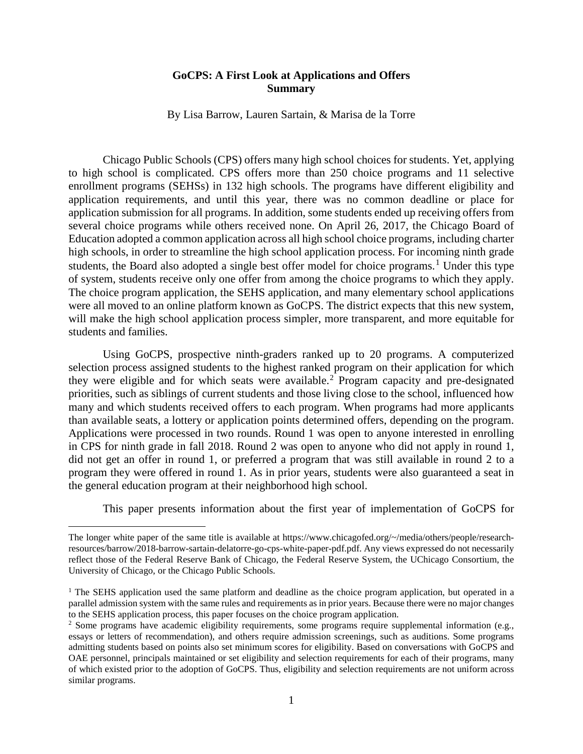# GoCPS: A First Look at Applications and Offers
## Summary

By Lisa Barrow, Lauren Sartain, & Marisa de la Torre

Chicago Public Schools (CPS) offers many high school choices for students. Yet, applying to high school is complicated. CPS offers more than 250 choice programs and 11 selective enrollment programs (SEHSs) in 132 high schools. The programs have different eligibility and application requirements, and until this year, there was no common deadline or place for application submission for all programs. In addition, some students ended up receiving offers from several choice programs while others received none. On April 26, 2017, the Chicago Board of Education adopted a common application across all high school choice programs, including charter high schools, in order to streamline the high school application process. For incoming ninth grade students, the Board also adopted a single best offer model for choice programs.[1] Under this type of system, students receive only one offer from among the choice programs to which they apply. The choice program application, the SEHS application, and many elementary school applications were all moved to an online platform known as GoCPS. The district expects that this new system, will make the high school application process simpler, more transparent, and more equitable for students and families.

Using GoCPS, prospective ninth-graders ranked up to 20 programs. A computerized selection process assigned students to the highest ranked program on their application for which they were eligible and for which seats were available.[2] Program capacity and pre-designated priorities, such as siblings of current students and those living close to the school, influenced how many and which students received offers to each program. When programs had more applicants than available seats, a lottery or application points determined offers, depending on the program. Applications were processed in two rounds. Round 1 was open to anyone interested in enrolling in CPS for ninth grade in fall 2018. Round 2 was open to anyone who did not apply in round 1, did not get an offer in round 1, or preferred a program that was still available in round 2 to a program they were offered in round 1. As in prior years, students were also guaranteed a seat in the general education program at their neighborhood high school.

This paper presents information about the first year of implementation of GoCPS for

---

The longer white paper of the same title is available at https://www.chicagofed.org/~/media/others/people/research-resources/barrow/2018-barrow-sartain-delatorre-go-cps-white-paper-pdf.pdf. Any views expressed do not necessarily reflect those of the Federal Reserve Bank of Chicago, the Federal Reserve System, the UChicago Consortium, the University of Chicago, or the Chicago Public Schools.

[1] The SEHS application used the same platform and deadline as the choice program application, but operated in a parallel admission system with the same rules and requirements as in prior years. Because there were no major changes to the SEHS application process, this paper focuses on the choice program application.

[2] Some programs have academic eligibility requirements, some programs require supplemental information (e.g., essays or letters of recommendation), and others require admission screenings, such as auditions. Some programs admitting students based on points also set minimum scores for eligibility. Based on conversations with GoCPS and OAE personnel, principals maintained or set eligibility and selection requirements for each of their programs, many of which existed prior to the adoption of GoCPS. Thus, eligibility and selection requirements are not uniform across similar programs.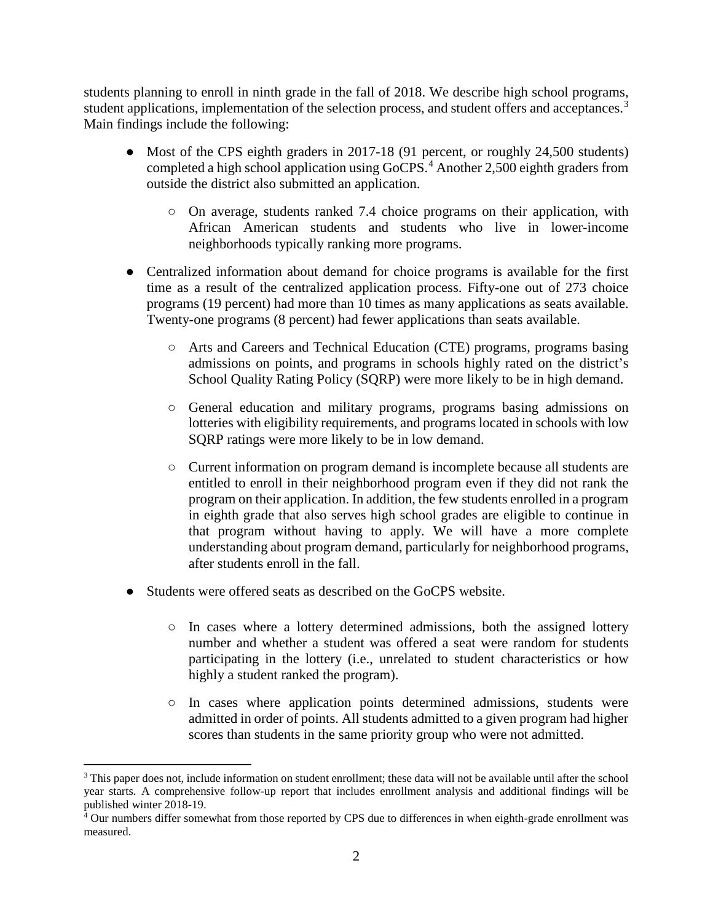students planning to enroll in ninth grade in the fall of 2018. We describe high school programs, student applications, implementation of the selection process, and student offers and acceptances.[3] Main findings include the following:

- Most of the CPS eighth graders in 2017-18 (91 percent, or roughly 24,500 students) completed a high school application using GoCPS.[4] Another 2,500 eighth graders from outside the district also submitted an application.
  - On average, students ranked 7.4 choice programs on their application, with African American students and students who live in lower-income neighborhoods typically ranking more programs.
- Centralized information about demand for choice programs is available for the first time as a result of the centralized application process. Fifty-one out of 273 choice programs (19 percent) had more than 10 times as many applications as seats available. Twenty-one programs (8 percent) had fewer applications than seats available.
  - Arts and Careers and Technical Education (CTE) programs, programs basing admissions on points, and programs in schools highly rated on the district's School Quality Rating Policy (SQRP) were more likely to be in high demand.
  - General education and military programs, programs basing admissions on lotteries with eligibility requirements, and programs located in schools with low SQRP ratings were more likely to be in low demand.
  - Current information on program demand is incomplete because all students are entitled to enroll in their neighborhood program even if they did not rank the program on their application. In addition, the few students enrolled in a program in eighth grade that also serves high school grades are eligible to continue in that program without having to apply. We will have a more complete understanding about program demand, particularly for neighborhood programs, after students enroll in the fall.
- Students were offered seats as described on the GoCPS website.
  - In cases where a lottery determined admissions, both the assigned lottery number and whether a student was offered a seat were random for students participating in the lottery (i.e., unrelated to student characteristics or how highly a student ranked the program).
  - In cases where application points determined admissions, students were admitted in order of points. All students admitted to a given program had higher scores than students in the same priority group who were not admitted.

[3] This paper does not, include information on student enrollment; these data will not be available until after the school year starts. A comprehensive follow-up report that includes enrollment analysis and additional findings will be published winter 2018-19.

[4] Our numbers differ somewhat from those reported by CPS due to differences in when eighth-grade enrollment was measured.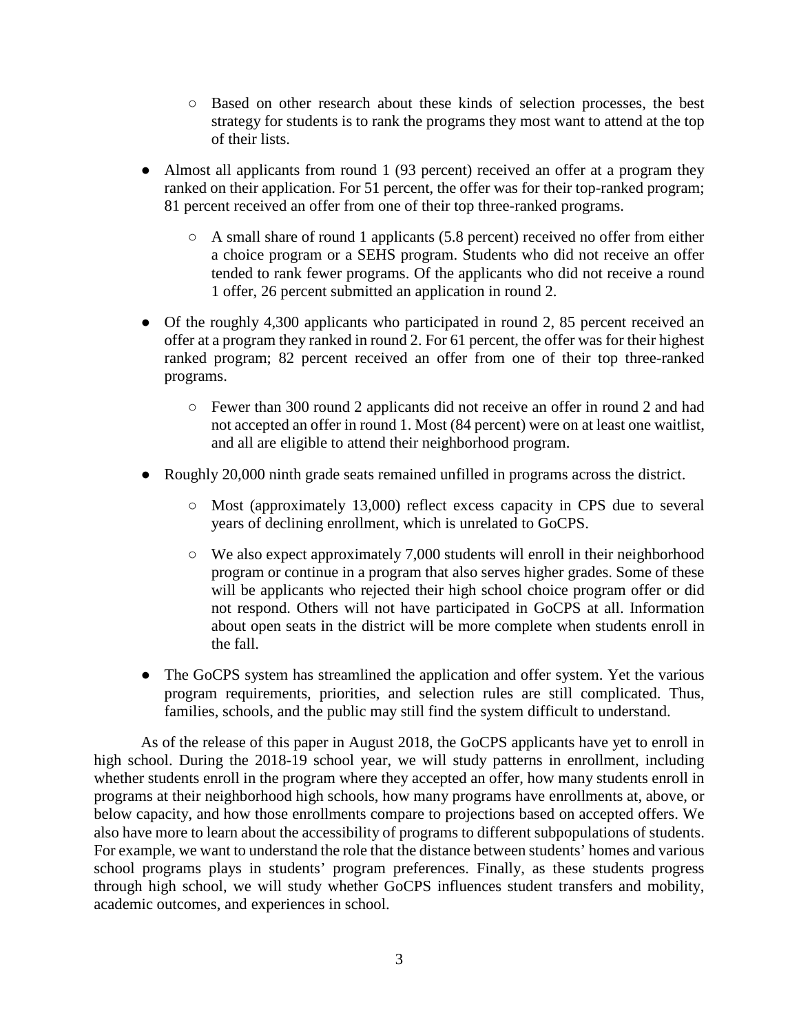- Based on other research about these kinds of selection processes, the best strategy for students is to rank the programs they most want to attend at the top of their lists.

- Almost all applicants from round 1 (93 percent) received an offer at a program they ranked on their application. For 51 percent, the offer was for their top-ranked program; 81 percent received an offer from one of their top three-ranked programs.
    - A small share of round 1 applicants (5.8 percent) received no offer from either a choice program or a SEHS program. Students who did not receive an offer tended to rank fewer programs. Of the applicants who did not receive a round 1 offer, 26 percent submitted an application in round 2.

- Of the roughly 4,300 applicants who participated in round 2, 85 percent received an offer at a program they ranked in round 2. For 61 percent, the offer was for their highest ranked program; 82 percent received an offer from one of their top three-ranked programs.
    - Fewer than 300 round 2 applicants did not receive an offer in round 2 and had not accepted an offer in round 1. Most (84 percent) were on at least one waitlist, and all are eligible to attend their neighborhood program.

- Roughly 20,000 ninth grade seats remained unfilled in programs across the district.
    - Most (approximately 13,000) reflect excess capacity in CPS due to several years of declining enrollment, which is unrelated to GoCPS.
    - We also expect approximately 7,000 students will enroll in their neighborhood program or continue in a program that also serves higher grades. Some of these will be applicants who rejected their high school choice program offer or did not respond. Others will not have participated in GoCPS at all. Information about open seats in the district will be more complete when students enroll in the fall.

- The GoCPS system has streamlined the application and offer system. Yet the various program requirements, priorities, and selection rules are still complicated. Thus, families, schools, and the public may still find the system difficult to understand.

As of the release of this paper in August 2018, the GoCPS applicants have yet to enroll in high school. During the 2018-19 school year, we will study patterns in enrollment, including whether students enroll in the program where they accepted an offer, how many students enroll in programs at their neighborhood high schools, how many programs have enrollments at, above, or below capacity, and how those enrollments compare to projections based on accepted offers. We also have more to learn about the accessibility of programs to different subpopulations of students. For example, we want to understand the role that the distance between students' homes and various school programs plays in students' program preferences. Finally, as these students progress through high school, we will study whether GoCPS influences student transfers and mobility, academic outcomes, and experiences in school.